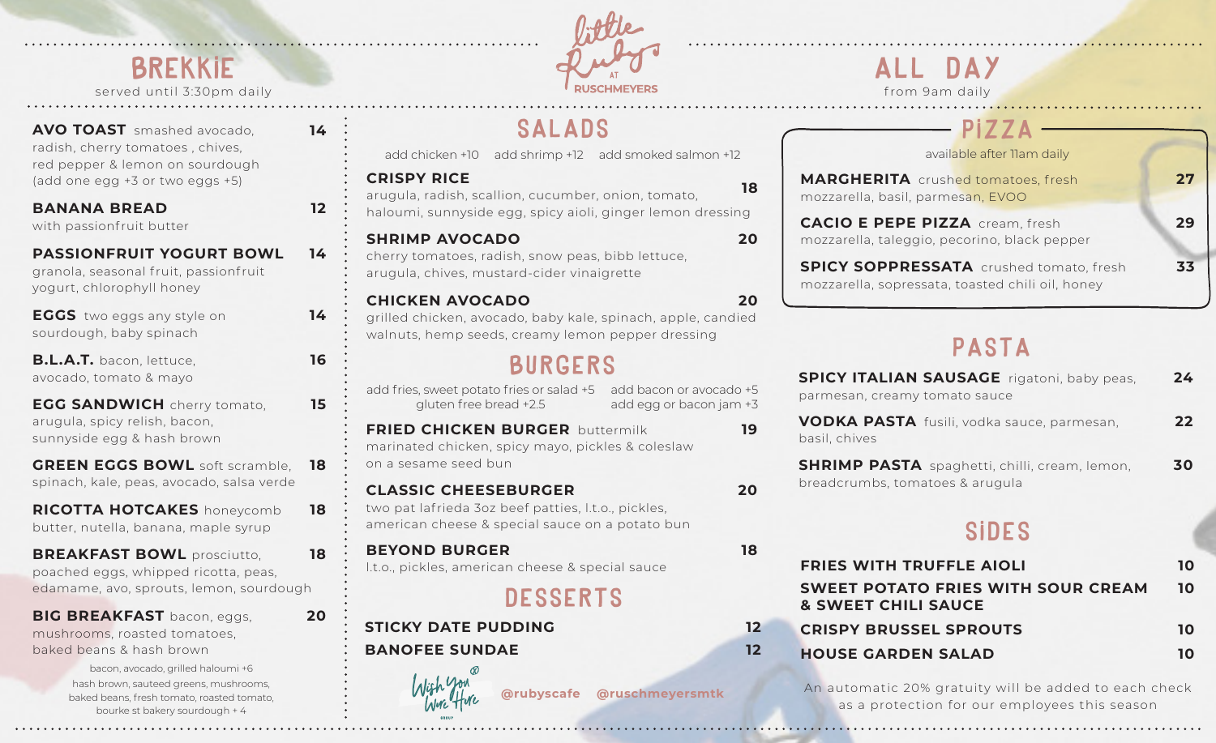# Little Ruby's at Ruschmeyers

## BREKKIE

served until 3:30pm daily

**AVO TOAST** smashed avocado, radish, cherry tomatoes , chives, red pepper & lemon on sourdough (add one egg +3 or two eggs +5) — **14**

**BANANA BREAD** with passionfruit butter — **12**

**PASSIONFRUIT YOGURT BOWL** granola, seasonal fruit, passionfruit yogurt, chlorophyll honey — **14**

**EGGS** two eggs any style on sourdough, baby spinach — **14**

**B.L.A.T.** bacon, lettuce, avocado, tomato & mayo — **16**

**EGG SANDWICH** cherry tomato, arugula, spicy relish, bacon, sunnyside egg & hash brown — **15**

**GREEN EGGS BOWL** soft scramble, spinach, kale, peas, avocado, salsa verde — **18**

**RICOTTA HOTCAKES** honeycomb butter, nutella, banana, maple syrup — **18**

**BREAKFAST BOWL** prosciutto, poached eggs, whipped ricotta, peas, edamame, avo, sprouts, lemon, sourdough — **18**

**BIG BREAKFAST** bacon, eggs, mushrooms, roasted tomatoes, baked beans & hash brown — **20**

bacon, avocado, grilled haloumi +6
hash brown, sauteed greens, mushrooms, baked beans, fresh tomato, roasted tomato, bourke st bakery sourdough + 4

## SALADS

add chicken +10 add shrimp +12 add smoked salmon +12

**CRISPY RICE** arugula, radish, scallion, cucumber, onion, tomato, haloumi, sunnyside egg, spicy aioli, ginger lemon dressing — **18**

**SHRIMP AVOCADO** cherry tomatoes, radish, snow peas, bibb lettuce, arugula, chives, mustard-cider vinaigrette — **20**

**CHICKEN AVOCADO** grilled chicken, avocado, baby kale, spinach, apple, candied walnuts, hemp seeds, creamy lemon pepper dressing — **20**

## BURGERS

add fries, sweet potato fries or salad +5
gluten free bread +2.5
add bacon or avocado +5
add egg or bacon jam +3

**FRIED CHICKEN BURGER** buttermilk marinated chicken, spicy mayo, pickles & coleslaw on a sesame seed bun — **19**

**CLASSIC CHEESEBURGER** two pat lafrieda 3oz beef patties, l.t.o., pickles, american cheese & special sauce on a potato bun — **20**

**BEYOND BURGER** l.t.o., pickles, american cheese & special sauce — **18**

## DESSERTS

**STICKY DATE PUDDING** — **12**

**BANOFEE SUNDAE** — **12**

Wish You Were Here Group

@rubyscafe @ruschmeyersmtk

## ALL DAY

from 9am daily

### PIZZA

available after 11am daily

**MARGHERITA** crushed tomatoes, fresh mozzarella, basil, parmesan, EVOO — **27**

**CACIO E PEPE PIZZA** cream, fresh mozzarella, taleggio, pecorino, black pepper — **29**

**SPICY SOPPRESSATA** crushed tomato, fresh mozzarella, sopressata, toasted chili oil, honey — **33**

### PASTA

**SPICY ITALIAN SAUSAGE** rigatoni, baby peas, parmesan, creamy tomato sauce — **24**

**VODKA PASTA** fusili, vodka sauce, parmesan, basil, chives — **22**

**SHRIMP PASTA** spaghetti, chilli, cream, lemon, breadcrumbs, tomatoes & arugula — **30**

### SIDES

**FRIES WITH TRUFFLE AIOLI** — **10**

**SWEET POTATO FRIES WITH SOUR CREAM & SWEET CHILI SAUCE** — **10**

**CRISPY BRUSSEL SPROUTS** — **10**

**HOUSE GARDEN SALAD** — **10**

An automatic 20% gratuity will be added to each check as a protection for our employees this season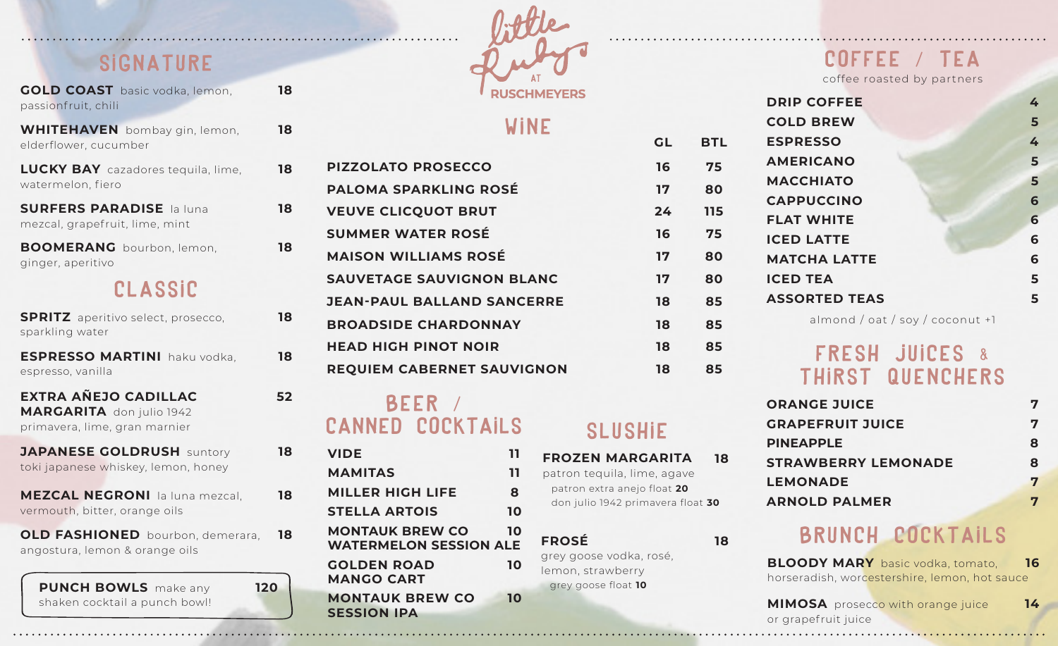# little Ruby's AT RUSCHMEYERS

## SIGNATURE

**GOLD COAST** basic vodka, lemon, passionfruit, chili — 18

**WHITEHAVEN** bombay gin, lemon, elderflower, cucumber — 18

**LUCKY BAY** cazadores tequila, lime, watermelon, fiero — 18

**SURFERS PARADISE** la luna mezcal, grapefruit, lime, mint — 18

**BOOMERANG** bourbon, lemon, ginger, aperitivo — 18

## CLASSIC

**SPRITZ** aperitivo select, prosecco, sparkling water — 18

**ESPRESSO MARTINI** haku vodka, espresso, vanilla — 18

**EXTRA AÑEJO CADILLAC MARGARITA** don julio 1942 primavera, lime, gran marnier — 52

**JAPANESE GOLDRUSH** suntory toki japanese whiskey, lemon, honey — 18

**MEZCAL NEGRONI** la luna mezcal, vermouth, bitter, orange oils — 18

**OLD FASHIONED** bourbon, demerara, angostura, lemon & orange oils — 18

**PUNCH BOWLS** make any shaken cocktail a punch bowl! — 120

## WINE

| | GL | BTL |
|---|---|---|
| PIZZOLATO PROSECCO | 16 | 75 |
| PALOMA SPARKLING ROSÉ | 17 | 80 |
| VEUVE CLICQUOT BRUT | 24 | 115 |
| SUMMER WATER ROSÉ | 16 | 75 |
| MAISON WILLIAMS ROSÉ | 17 | 80 |
| SAUVETAGE SAUVIGNON BLANC | 17 | 80 |
| JEAN-PAUL BALLAND SANCERRE | 18 | 85 |
| BROADSIDE CHARDONNAY | 18 | 85 |
| HEAD HIGH PINOT NOIR | 18 | 85 |
| REQUIEM CABERNET SAUVIGNON | 18 | 85 |

## BEER / CANNED COCKTAILS

| | |
|---|---|
| VIDE | 11 |
| MAMITAS | 11 |
| MILLER HIGH LIFE | 8 |
| STELLA ARTOIS | 10 |
| MONTAUK BREW CO WATERMELON SESSION ALE | 10 |
| GOLDEN ROAD MANGO CART | 10 |
| MONTAUK BREW CO SESSION IPA | 10 |

## SLUSHIE

**FROZEN MARGARITA** — 18
patron tequila, lime, agave
patron extra anejo float **20**
don julio 1942 primavera float **30**

**FROSÉ** — 18
grey goose vodka, rosé, lemon, strawberry
grey goose float **10**

## COFFEE / TEA

coffee roasted by partners

| | |
|---|---|
| DRIP COFFEE | 4 |
| COLD BREW | 5 |
| ESPRESSO | 4 |
| AMERICANO | 5 |
| MACCHIATO | 5 |
| CAPPUCCINO | 6 |
| FLAT WHITE | 6 |
| ICED LATTE | 6 |
| MATCHA LATTE | 6 |
| ICED TEA | 5 |
| ASSORTED TEAS | 5 |

almond / oat / soy / coconut +1

## FRESH JUICES & THIRST QUENCHERS

| | |
|---|---|
| ORANGE JUICE | 7 |
| GRAPEFRUIT JUICE | 7 |
| PINEAPPLE | 8 |
| STRAWBERRY LEMONADE | 8 |
| LEMONADE | 7 |
| ARNOLD PALMER | 7 |

## BRUNCH COCKTAILS

**BLOODY MARY** basic vodka, tomato, horseradish, worcestershire, lemon, hot sauce — 16

**MIMOSA** prosecco with orange juice or grapefruit juice — 14